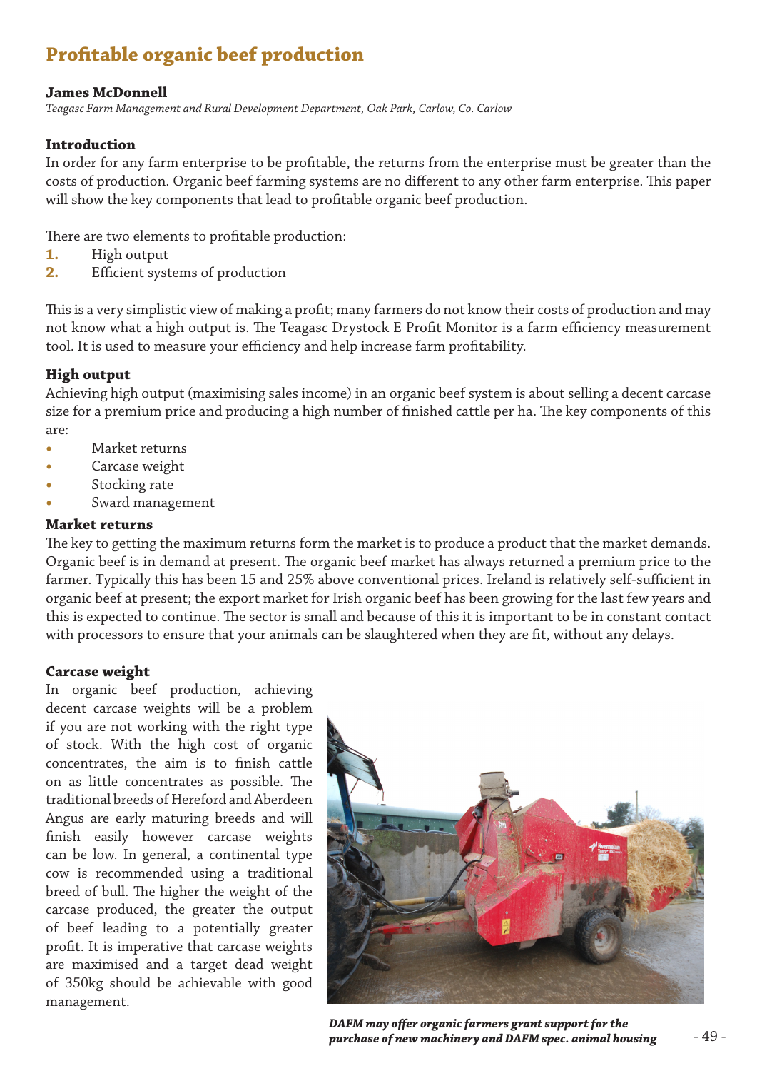# Profitable organic beef production

**James McDonnell**

*Teagasc Farm Management and Rural Development Department, Oak Park, Carlow, Co. Carlow*

## Introduction

In order for any farm enterprise to be profitable, the returns from the enterprise must be greater than the costs of production. Organic beef farming systems are no different to any other farm enterprise. This paper will show the key components that lead to profitable organic beef production.

There are two elements to profitable production:

1. High output
2. Efficient systems of production

This is a very simplistic view of making a profit; many farmers do not know their costs of production and may not know what a high output is. The Teagasc Drystock E Profit Monitor is a farm efficiency measurement tool. It is used to measure your efficiency and help increase farm profitability.

## High output

Achieving high output (maximising sales income) in an organic beef system is about selling a decent carcase size for a premium price and producing a high number of finished cattle per ha. The key components of this are:

- Market returns
- Carcase weight
- Stocking rate
- Sward management

## Market returns

The key to getting the maximum returns form the market is to produce a product that the market demands. Organic beef is in demand at present. The organic beef market has always returned a premium price to the farmer. Typically this has been 15 and 25% above conventional prices. Ireland is relatively self-sufficient in organic beef at present; the export market for Irish organic beef has been growing for the last few years and this is expected to continue. The sector is small and because of this it is important to be in constant contact with processors to ensure that your animals can be slaughtered when they are fit, without any delays.

## Carcase weight

In organic beef production, achieving decent carcase weights will be a problem if you are not working with the right type of stock. With the high cost of organic concentrates, the aim is to finish cattle on as little concentrates as possible. The traditional breeds of Hereford and Aberdeen Angus are early maturing breeds and will finish easily however carcase weights can be low. In general, a continental type cow is recommended using a traditional breed of bull. The higher the weight of the carcase produced, the greater the output of beef leading to a potentially greater profit. It is imperative that carcase weights are maximised and a target dead weight of 350kg should be achievable with good management.

***DAFM may offer organic farmers grant support for the purchase of new machinery and DAFM spec. animal housing***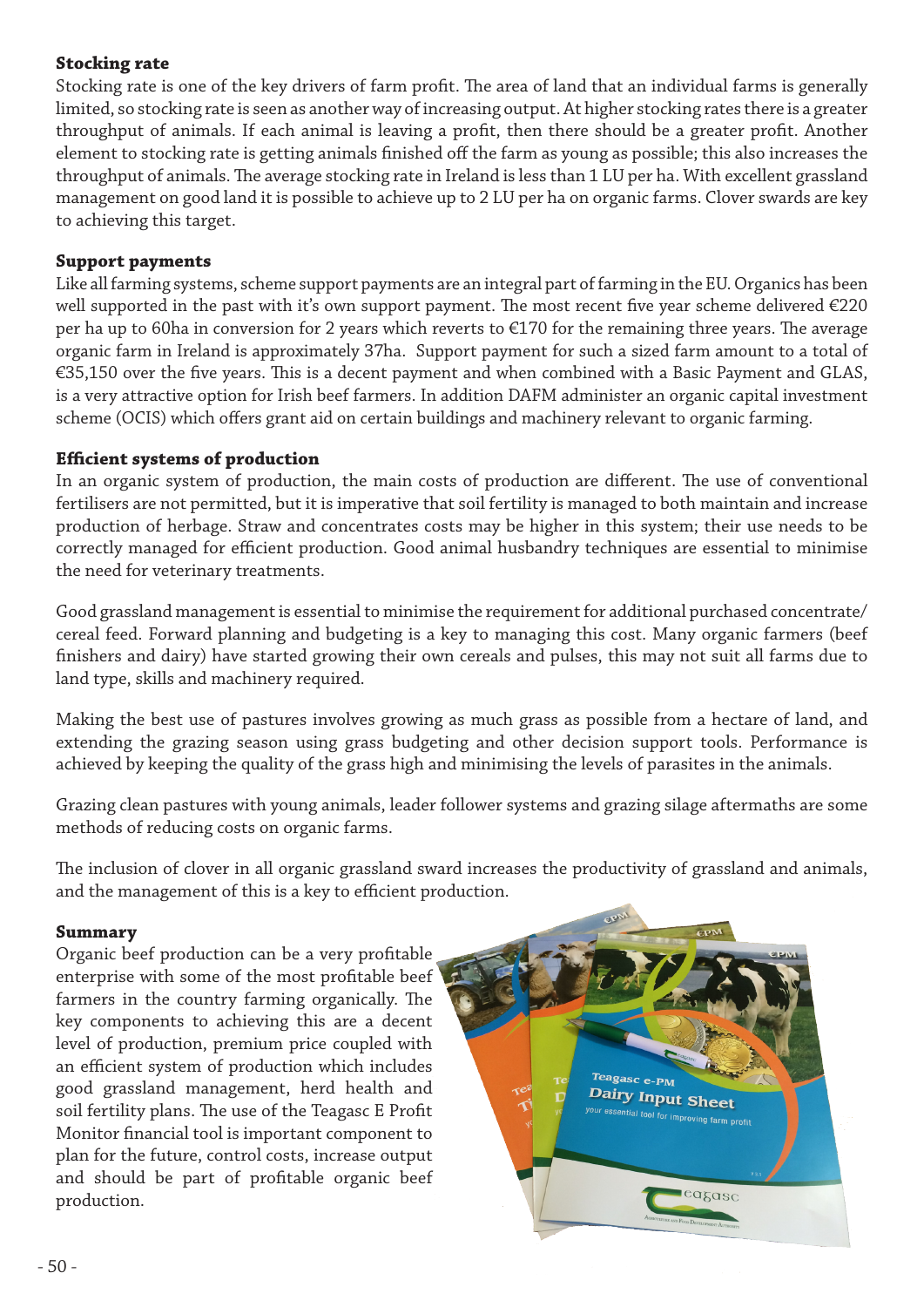### Stocking rate

Stocking rate is one of the key drivers of farm profit. The area of land that an individual farms is generally limited, so stocking rate is seen as another way of increasing output. At higher stocking rates there is a greater throughput of animals. If each animal is leaving a profit, then there should be a greater profit. Another element to stocking rate is getting animals finished off the farm as young as possible; this also increases the throughput of animals. The average stocking rate in Ireland is less than 1 LU per ha. With excellent grassland management on good land it is possible to achieve up to 2 LU per ha on organic farms. Clover swards are key to achieving this target.

### Support payments

Like all farming systems, scheme support payments are an integral part of farming in the EU. Organics has been well supported in the past with it's own support payment. The most recent five year scheme delivered €220 per ha up to 60ha in conversion for 2 years which reverts to €170 for the remaining three years. The average organic farm in Ireland is approximately 37ha. Support payment for such a sized farm amount to a total of €35,150 over the five years. This is a decent payment and when combined with a Basic Payment and GLAS, is a very attractive option for Irish beef farmers. In addition DAFM administer an organic capital investment scheme (OCIS) which offers grant aid on certain buildings and machinery relevant to organic farming.

### Efficient systems of production

In an organic system of production, the main costs of production are different. The use of conventional fertilisers are not permitted, but it is imperative that soil fertility is managed to both maintain and increase production of herbage. Straw and concentrates costs may be higher in this system; their use needs to be correctly managed for efficient production. Good animal husbandry techniques are essential to minimise the need for veterinary treatments.

Good grassland management is essential to minimise the requirement for additional purchased concentrate/cereal feed. Forward planning and budgeting is a key to managing this cost. Many organic farmers (beef finishers and dairy) have started growing their own cereals and pulses, this may not suit all farms due to land type, skills and machinery required.

Making the best use of pastures involves growing as much grass as possible from a hectare of land, and extending the grazing season using grass budgeting and other decision support tools. Performance is achieved by keeping the quality of the grass high and minimising the levels of parasites in the animals.

Grazing clean pastures with young animals, leader follower systems and grazing silage aftermaths are some methods of reducing costs on organic farms.

The inclusion of clover in all organic grassland sward increases the productivity of grassland and animals, and the management of this is a key to efficient production.

### Summary

Organic beef production can be a very profitable enterprise with some of the most profitable beef farmers in the country farming organically. The key components to achieving this are a decent level of production, premium price coupled with an efficient system of production which includes good grassland management, herd health and soil fertility plans. The use of the Teagasc E Profit Monitor financial tool is important component to plan for the future, control costs, increase output and should be part of profitable organic beef production.